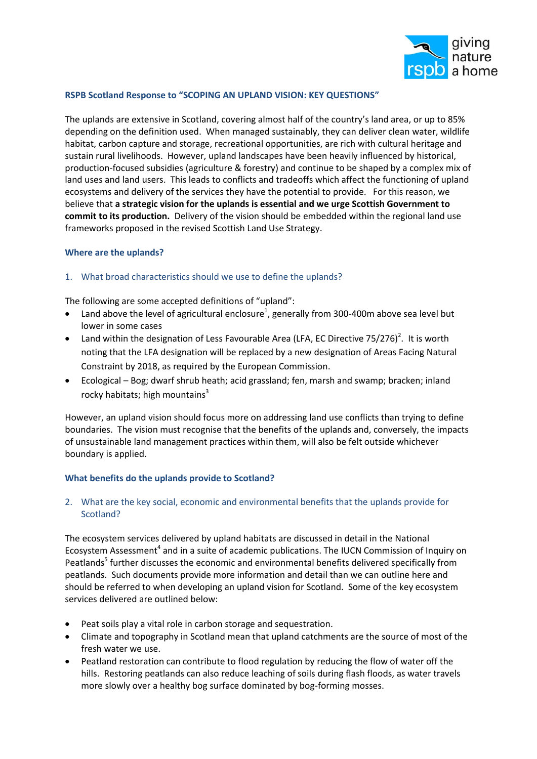## RSPB Scotland Response to "SCOPING AN UPLAND VISION: KEY QUESTIONS"

The uplands are extensive in Scotland, covering almost half of the country's land area, or up to 85% depending on the definition used. When managed sustainably, they can deliver clean water, wildlife habitat, carbon capture and storage, recreational opportunities, are rich with cultural heritage and sustain rural livelihoods. However, upland landscapes have been heavily influenced by historical, production-focused subsidies (agriculture & forestry) and continue to be shaped by a complex mix of land uses and land users. This leads to conflicts and tradeoffs which affect the functioning of upland ecosystems and delivery of the services they have the potential to provide. For this reason, we believe that **a strategic vision for the uplands is essential and we urge Scottish Government to commit to its production.** Delivery of the vision should be embedded within the regional land use frameworks proposed in the revised Scottish Land Use Strategy.

### Where are the uplands?

1. What broad characteristics should we use to define the uplands?

The following are some accepted definitions of "upland":

- Land above the level of agricultural enclosure[1], generally from 300-400m above sea level but lower in some cases
- Land within the designation of Less Favourable Area (LFA, EC Directive 75/276)[2]. It is worth noting that the LFA designation will be replaced by a new designation of Areas Facing Natural Constraint by 2018, as required by the European Commission.
- Ecological – Bog; dwarf shrub heath; acid grassland; fen, marsh and swamp; bracken; inland rocky habitats; high mountains[3]

However, an upland vision should focus more on addressing land use conflicts than trying to define boundaries. The vision must recognise that the benefits of the uplands and, conversely, the impacts of unsustainable land management practices within them, will also be felt outside whichever boundary is applied.

### What benefits do the uplands provide to Scotland?

2. What are the key social, economic and environmental benefits that the uplands provide for Scotland?

The ecosystem services delivered by upland habitats are discussed in detail in the National Ecosystem Assessment[4] and in a suite of academic publications. The IUCN Commission of Inquiry on Peatlands[5] further discusses the economic and environmental benefits delivered specifically from peatlands. Such documents provide more information and detail than we can outline here and should be referred to when developing an upland vision for Scotland. Some of the key ecosystem services delivered are outlined below:

- Peat soils play a vital role in carbon storage and sequestration.
- Climate and topography in Scotland mean that upland catchments are the source of most of the fresh water we use.
- Peatland restoration can contribute to flood regulation by reducing the flow of water off the hills. Restoring peatlands can also reduce leaching of soils during flash floods, as water travels more slowly over a healthy bog surface dominated by bog-forming mosses.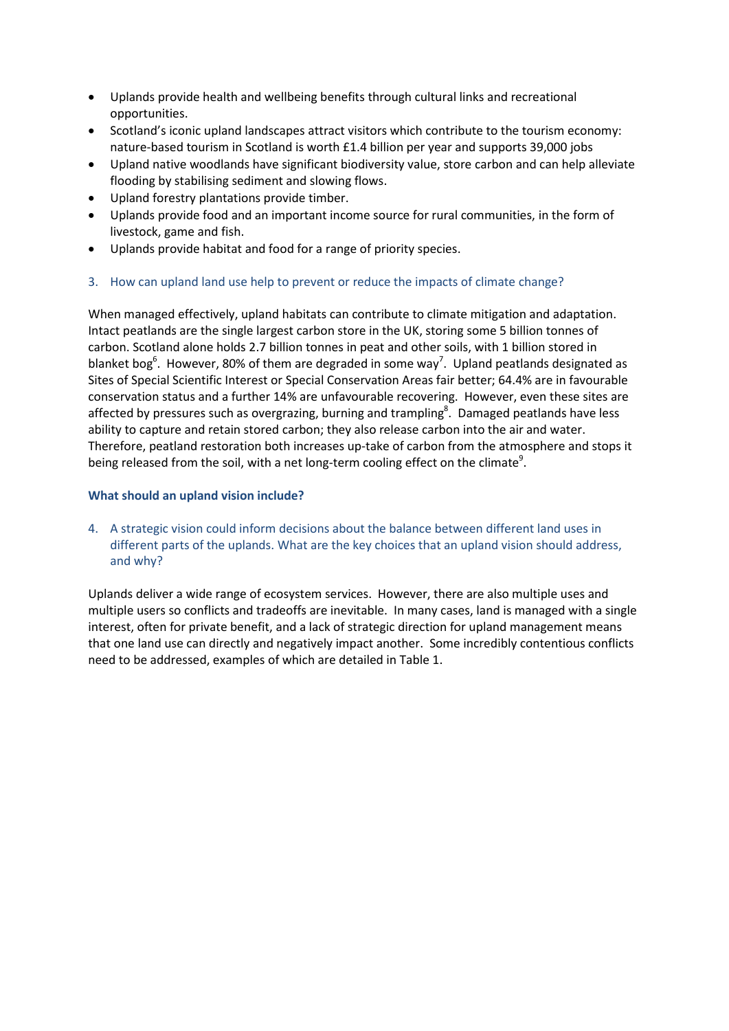- Uplands provide health and wellbeing benefits through cultural links and recreational opportunities.
- Scotland's iconic upland landscapes attract visitors which contribute to the tourism economy: nature-based tourism in Scotland is worth £1.4 billion per year and supports 39,000 jobs
- Upland native woodlands have significant biodiversity value, store carbon and can help alleviate flooding by stabilising sediment and slowing flows.
- Upland forestry plantations provide timber.
- Uplands provide food and an important income source for rural communities, in the form of livestock, game and fish.
- Uplands provide habitat and food for a range of priority species.

3. How can upland land use help to prevent or reduce the impacts of climate change?

When managed effectively, upland habitats can contribute to climate mitigation and adaptation. Intact peatlands are the single largest carbon store in the UK, storing some 5 billion tonnes of carbon. Scotland alone holds 2.7 billion tonnes in peat and other soils, with 1 billion stored in blanket bog[6]. However, 80% of them are degraded in some way[7]. Upland peatlands designated as Sites of Special Scientific Interest or Special Conservation Areas fair better; 64.4% are in favourable conservation status and a further 14% are unfavourable recovering. However, even these sites are affected by pressures such as overgrazing, burning and trampling[8]. Damaged peatlands have less ability to capture and retain stored carbon; they also release carbon into the air and water. Therefore, peatland restoration both increases up-take of carbon from the atmosphere and stops it being released from the soil, with a net long-term cooling effect on the climate[9].

## What should an upland vision include?

4. A strategic vision could inform decisions about the balance between different land uses in different parts of the uplands. What are the key choices that an upland vision should address, and why?

Uplands deliver a wide range of ecosystem services. However, there are also multiple uses and multiple users so conflicts and tradeoffs are inevitable. In many cases, land is managed with a single interest, often for private benefit, and a lack of strategic direction for upland management means that one land use can directly and negatively impact another. Some incredibly contentious conflicts need to be addressed, examples of which are detailed in Table 1.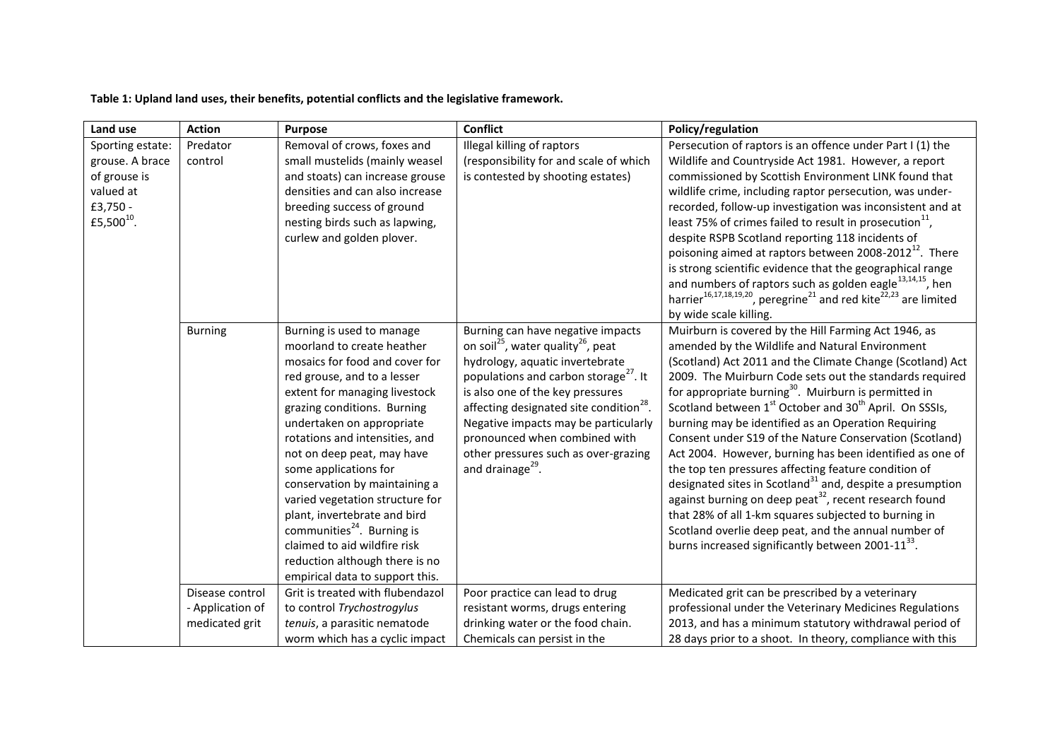**Table 1: Upland land uses, their benefits, potential conflicts and the legislative framework.**

| Land use | Action | Purpose | Conflict | Policy/regulation |
|---|---|---|---|---|
| Sporting estate: grouse. A brace of grouse is valued at £3,750 - £5,500[10]. | Predator control | Removal of crows, foxes and small mustelids (mainly weasel and stoats) can increase grouse densities and can also increase breeding success of ground nesting birds such as lapwing, curlew and golden plover. | Illegal killing of raptors (responsibility for and scale of which is contested by shooting estates) | Persecution of raptors is an offence under Part I (1) the Wildlife and Countryside Act 1981. However, a report commissioned by Scottish Environment LINK found that wildlife crime, including raptor persecution, was under-recorded, follow-up investigation was inconsistent and at least 75% of crimes failed to result in prosecution[11], despite RSPB Scotland reporting 118 incidents of poisoning aimed at raptors between 2008-2012[12]. There is strong scientific evidence that the geographical range and numbers of raptors such as golden eagle[13,14,15], hen harrier[16,17,18,19,20], peregrine[21] and red kite[22,23] are limited by wide scale killing. |
| | Burning | Burning is used to manage moorland to create heather mosaics for food and cover for red grouse, and to a lesser extent for managing livestock grazing conditions. Burning undertaken on appropriate rotations and intensities, and not on deep peat, may have some applications for conservation by maintaining a varied vegetation structure for plant, invertebrate and bird communities[24]. Burning is claimed to aid wildfire risk reduction although there is no empirical data to support this. | Burning can have negative impacts on soil[25], water quality[26], peat hydrology, aquatic invertebrate populations and carbon storage[27]. It is also one of the key pressures affecting designated site condition[28]. Negative impacts may be particularly pronounced when combined with other pressures such as over-grazing and drainage[29]. | Muirburn is covered by the Hill Farming Act 1946, as amended by the Wildlife and Natural Environment (Scotland) Act 2011 and the Climate Change (Scotland) Act 2009. The Muirburn Code sets out the standards required for appropriate burning[30]. Muirburn is permitted in Scotland between 1st October and 30th April. On SSSIs, burning may be identified as an Operation Requiring Consent under S19 of the Nature Conservation (Scotland) Act 2004. However, burning has been identified as one of the top ten pressures affecting feature condition of designated sites in Scotland[31] and, despite a presumption against burning on deep peat[32], recent research found that 28% of all 1-km squares subjected to burning in Scotland overlie deep peat, and the annual number of burns increased significantly between 2001-11[33]. |
| | Disease control - Application of medicated grit | Grit is treated with flubendazol to control *Trychostrogylus tenuis*, a parasitic nematode worm which has a cyclic impact | Poor practice can lead to drug resistant worms, drugs entering drinking water or the food chain. Chemicals can persist in the | Medicated grit can be prescribed by a veterinary professional under the Veterinary Medicines Regulations 2013, and has a minimum statutory withdrawal period of 28 days prior to a shoot. In theory, compliance with this |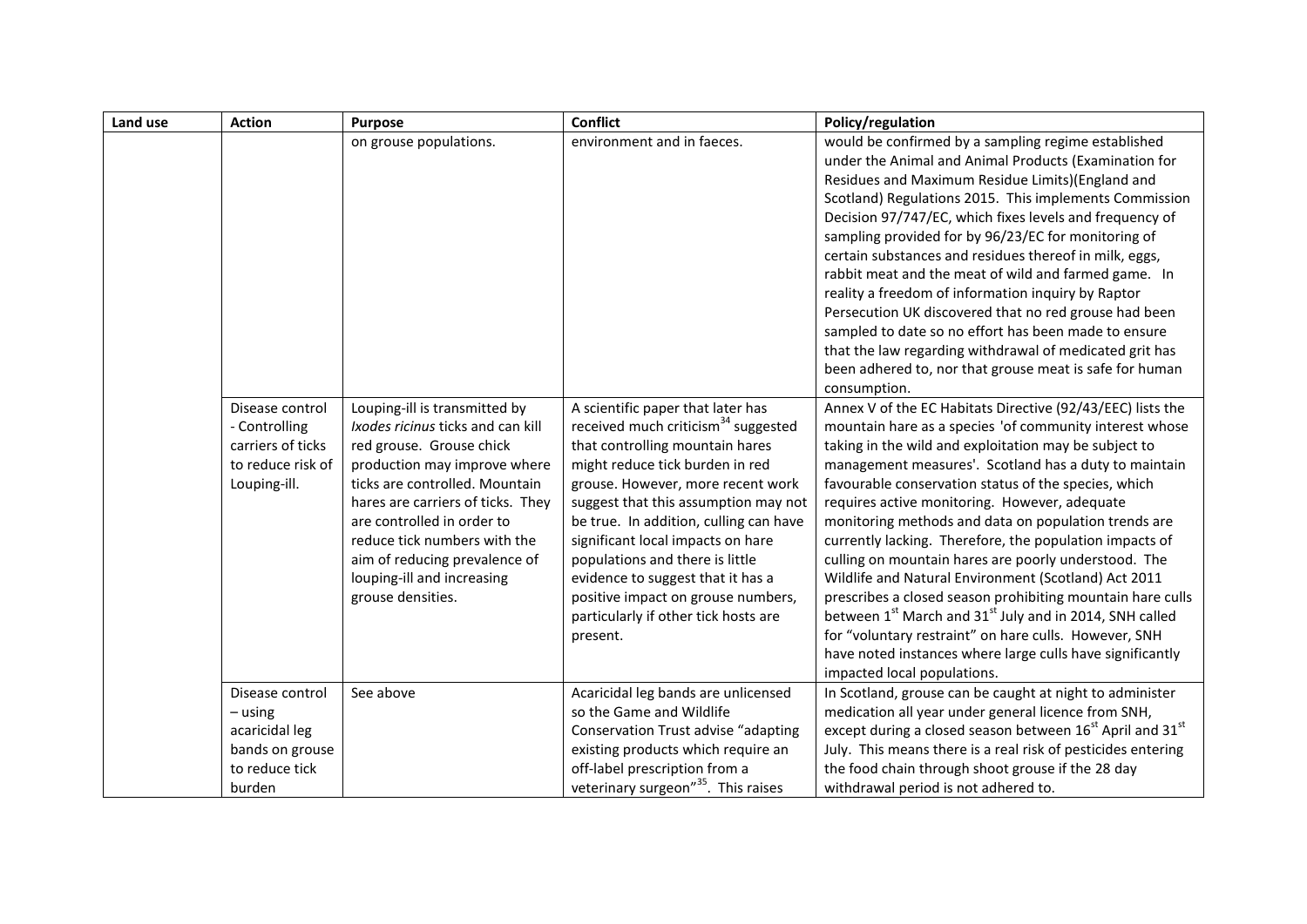| Land use | Action | Purpose | Conflict | Policy/regulation |
|---|---|---|---|---|
| | | on grouse populations. | environment and in faeces. | would be confirmed by a sampling regime established under the Animal and Animal Products (Examination for Residues and Maximum Residue Limits)(England and Scotland) Regulations 2015. This implements Commission Decision 97/747/EC, which fixes levels and frequency of sampling provided for by 96/23/EC for monitoring of certain substances and residues thereof in milk, eggs, rabbit meat and the meat of wild and farmed game. In reality a freedom of information inquiry by Raptor Persecution UK discovered that no red grouse had been sampled to date so no effort has been made to ensure that the law regarding withdrawal of medicated grit has been adhered to, nor that grouse meat is safe for human consumption. |
| | Disease control - Controlling carriers of ticks to reduce risk of Louping-ill. | Louping-ill is transmitted by *Ixodes ricinus* ticks and can kill red grouse. Grouse chick production may improve where ticks are controlled. Mountain hares are carriers of ticks. They are controlled in order to reduce tick numbers with the aim of reducing prevalence of louping-ill and increasing grouse densities. | A scientific paper that later has received much criticism[34] suggested that controlling mountain hares might reduce tick burden in red grouse. However, more recent work suggest that this assumption may not be true. In addition, culling can have significant local impacts on hare populations and there is little evidence to suggest that it has a positive impact on grouse numbers, particularly if other tick hosts are present. | Annex V of the EC Habitats Directive (92/43/EEC) lists the mountain hare as a species 'of community interest whose taking in the wild and exploitation may be subject to management measures'. Scotland has a duty to maintain favourable conservation status of the species, which requires active monitoring. However, adequate monitoring methods and data on population trends are currently lacking. Therefore, the population impacts of culling on mountain hares are poorly understood. The Wildlife and Natural Environment (Scotland) Act 2011 prescribes a closed season prohibiting mountain hare culls between 1st March and 31st July and in 2014, SNH called for "voluntary restraint" on hare culls. However, SNH have noted instances where large culls have significantly impacted local populations. |
| | Disease control – using acaricidal leg bands on grouse to reduce tick burden | See above | Acaricidal leg bands are unlicensed so the Game and Wildlife Conservation Trust advise "adapting existing products which require an off-label prescription from a veterinary surgeon"[35]. This raises | In Scotland, grouse can be caught at night to administer medication all year under general licence from SNH, except during a closed season between 16th April and 31st July. This means there is a real risk of pesticides entering the food chain through shoot grouse if the 28 day withdrawal period is not adhered to. |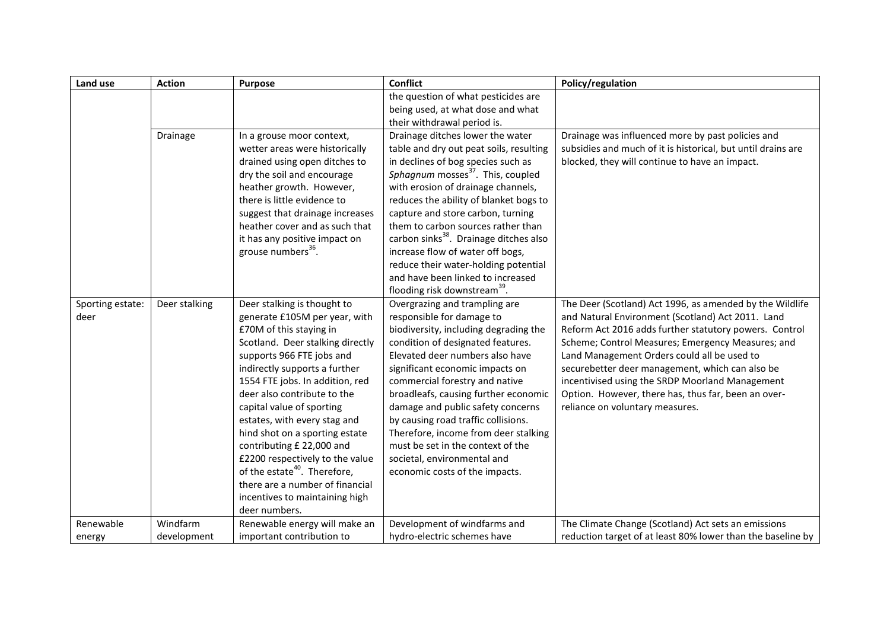| Land use | Action | Purpose | Conflict | Policy/regulation |
| --- | --- | --- | --- | --- |
| | | | the question of what pesticides are being used, at what dose and what their withdrawal period is. | |
| | Drainage | In a grouse moor context, wetter areas were historically drained using open ditches to dry the soil and encourage heather growth. However, there is little evidence to suggest that drainage increases heather cover and as such that it has any positive impact on grouse numbers[36]. | Drainage ditches lower the water table and dry out peat soils, resulting in declines of bog species such as *Sphagnum* mosses[37]. This, coupled with erosion of drainage channels, reduces the ability of blanket bogs to capture and store carbon, turning them to carbon sources rather than carbon sinks[38]. Drainage ditches also increase flow of water off bogs, reduce their water-holding potential and have been linked to increased flooding risk downstream[39]. | Drainage was influenced more by past policies and subsidies and much of it is historical, but until drains are blocked, they will continue to have an impact. |
| Sporting estate: deer | Deer stalking | Deer stalking is thought to generate £105M per year, with £70M of this staying in Scotland. Deer stalking directly supports 966 FTE jobs and indirectly supports a further 1554 FTE jobs. In addition, red deer also contribute to the capital value of sporting estates, with every stag and hind shot on a sporting estate contributing £ 22,000 and £2200 respectively to the value of the estate[40]. Therefore, there are a number of financial incentives to maintaining high deer numbers. | Overgrazing and trampling are responsible for damage to biodiversity, including degrading the condition of designated features. Elevated deer numbers also have significant economic impacts on commercial forestry and native broadleafs, causing further economic damage and public safety concerns by causing road traffic collisions. Therefore, income from deer stalking must be set in the context of the societal, environmental and economic costs of the impacts. | The Deer (Scotland) Act 1996, as amended by the Wildlife and Natural Environment (Scotland) Act 2011. Land Reform Act 2016 adds further statutory powers. Control Scheme; Control Measures; Emergency Measures; and Land Management Orders could all be used to securebetter deer management, which can also be incentivised using the SRDP Moorland Management Option. However, there has, thus far, been an over-reliance on voluntary measures. |
| Renewable energy | Windfarm development | Renewable energy will make an important contribution to | Development of windfarms and hydro-electric schemes have | The Climate Change (Scotland) Act sets an emissions reduction target of at least 80% lower than the baseline by |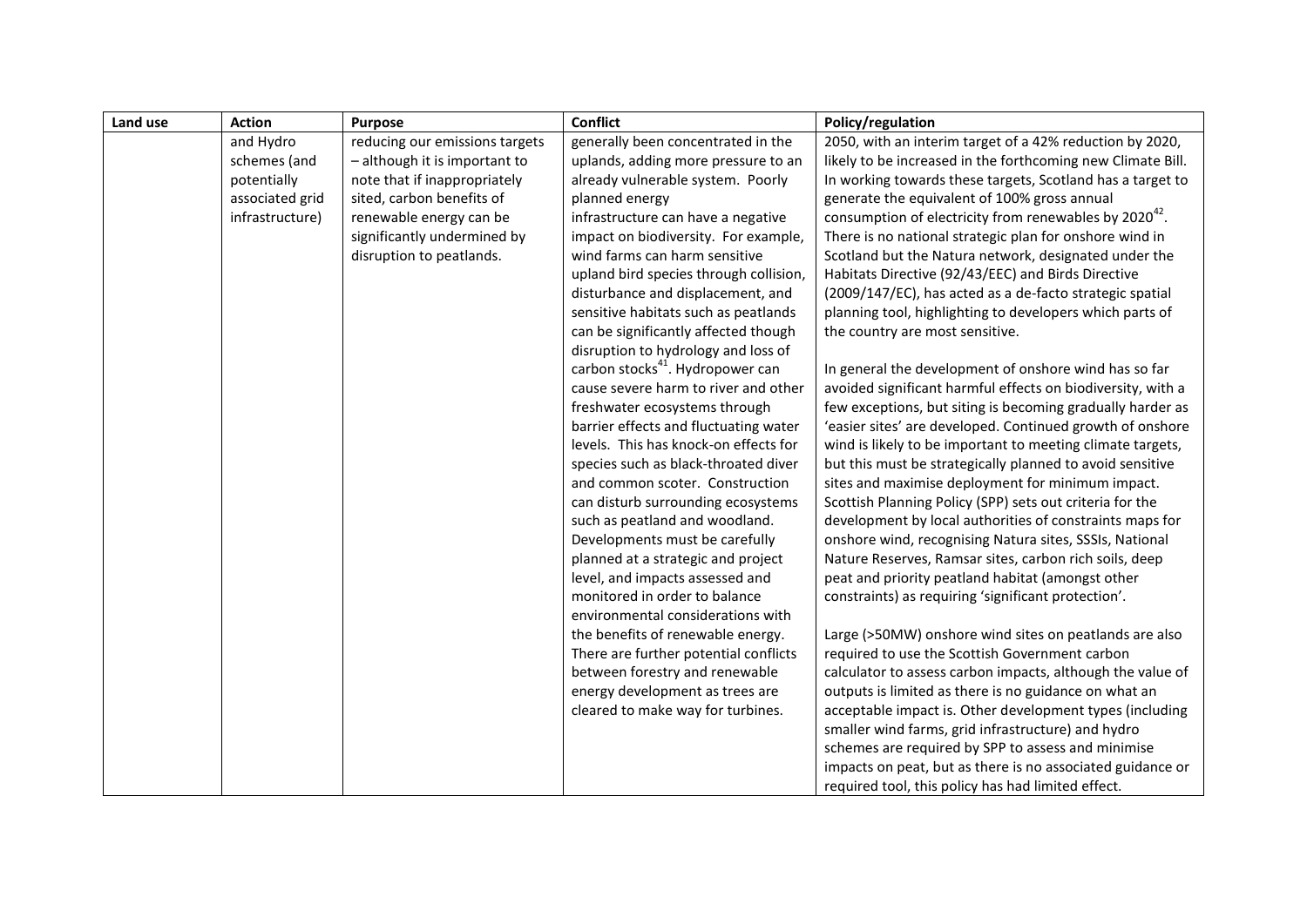| Land use | Action | Purpose | Conflict | Policy/regulation |
|---|---|---|---|---|
| | and Hydro schemes (and potentially associated grid infrastructure) | reducing our emissions targets – although it is important to note that if inappropriately sited, carbon benefits of renewable energy can be significantly undermined by disruption to peatlands. | generally been concentrated in the uplands, adding more pressure to an already vulnerable system. Poorly planned energy infrastructure can have a negative impact on biodiversity. For example, wind farms can harm sensitive upland bird species through collision, disturbance and displacement, and sensitive habitats such as peatlands can be significantly affected though disruption to hydrology and loss of carbon stocks[41]. Hydropower can cause severe harm to river and other freshwater ecosystems through barrier effects and fluctuating water levels. This has knock-on effects for species such as black-throated diver and common scoter. Construction can disturb surrounding ecosystems such as peatland and woodland. Developments must be carefully planned at a strategic and project level, and impacts assessed and monitored in order to balance environmental considerations with the benefits of renewable energy. There are further potential conflicts between forestry and renewable energy development as trees are cleared to make way for turbines. | 2050, with an interim target of a 42% reduction by 2020, likely to be increased in the forthcoming new Climate Bill. In working towards these targets, Scotland has a target to generate the equivalent of 100% gross annual consumption of electricity from renewables by 2020[42]. There is no national strategic plan for onshore wind in Scotland but the Natura network, designated under the Habitats Directive (92/43/EEC) and Birds Directive (2009/147/EC), has acted as a de-facto strategic spatial planning tool, highlighting to developers which parts of the country are most sensitive.<br><br>In general the development of onshore wind has so far avoided significant harmful effects on biodiversity, with a few exceptions, but siting is becoming gradually harder as 'easier sites' are developed. Continued growth of onshore wind is likely to be important to meeting climate targets, but this must be strategically planned to avoid sensitive sites and maximise deployment for minimum impact. Scottish Planning Policy (SPP) sets out criteria for the development by local authorities of constraints maps for onshore wind, recognising Natura sites, SSSIs, National Nature Reserves, Ramsar sites, carbon rich soils, deep peat and priority peatland habitat (amongst other constraints) as requiring 'significant protection'.<br><br>Large (>50MW) onshore wind sites on peatlands are also required to use the Scottish Government carbon calculator to assess carbon impacts, although the value of outputs is limited as there is no guidance on what an acceptable impact is. Other development types (including smaller wind farms, grid infrastructure) and hydro schemes are required by SPP to assess and minimise impacts on peat, but as there is no associated guidance or required tool, this policy has had limited effect. |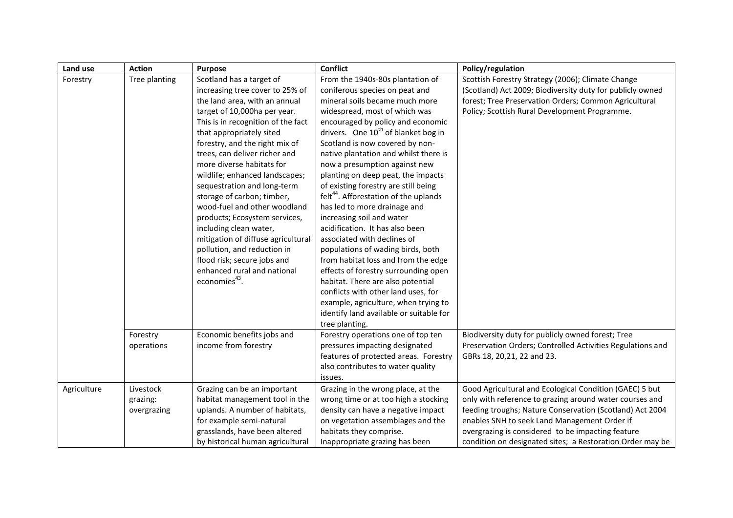| Land use | Action | Purpose | Conflict | Policy/regulation |
| --- | --- | --- | --- | --- |
| Forestry | Tree planting | Scotland has a target of increasing tree cover to 25% of the land area, with an annual target of 10,000ha per year. This is in recognition of the fact that appropriately sited forestry, and the right mix of trees, can deliver richer and more diverse habitats for wildlife; enhanced landscapes; sequestration and long-term storage of carbon; timber, wood-fuel and other woodland products; Ecosystem services, including clean water, mitigation of diffuse agricultural pollution, and reduction in flood risk; secure jobs and enhanced rural and national economies[43]. | From the 1940s-80s plantation of coniferous species on peat and mineral soils became much more widespread, most of which was encouraged by policy and economic drivers. One 10th of blanket bog in Scotland is now covered by non-native plantation and whilst there is now a presumption against new planting on deep peat, the impacts of existing forestry are still being felt[44]. Afforestation of the uplands has led to more drainage and increasing soil and water acidification. It has also been associated with declines of populations of wading birds, both from habitat loss and from the edge effects of forestry surrounding open habitat. There are also potential conflicts with other land uses, for example, agriculture, when trying to identify land available or suitable for tree planting. | Scottish Forestry Strategy (2006); Climate Change (Scotland) Act 2009; Biodiversity duty for publicly owned forest; Tree Preservation Orders; Common Agricultural Policy; Scottish Rural Development Programme. |
| | Forestry operations | Economic benefits jobs and income from forestry | Forestry operations one of top ten pressures impacting designated features of protected areas. Forestry also contributes to water quality issues. | Biodiversity duty for publicly owned forest; Tree Preservation Orders; Controlled Activities Regulations and GBRs 18, 20,21, 22 and 23. |
| Agriculture | Livestock grazing: overgrazing | Grazing can be an important habitat management tool in the uplands. A number of habitats, for example semi-natural grasslands, have been altered by historical human agricultural | Grazing in the wrong place, at the wrong time or at too high a stocking density can have a negative impact on vegetation assemblages and the habitats they comprise. Inappropriate grazing has been | Good Agricultural and Ecological Condition (GAEC) 5 but only with reference to grazing around water courses and feeding troughs; Nature Conservation (Scotland) Act 2004 enables SNH to seek Land Management Order if overgrazing is considered to be impacting feature condition on designated sites; a Restoration Order may be |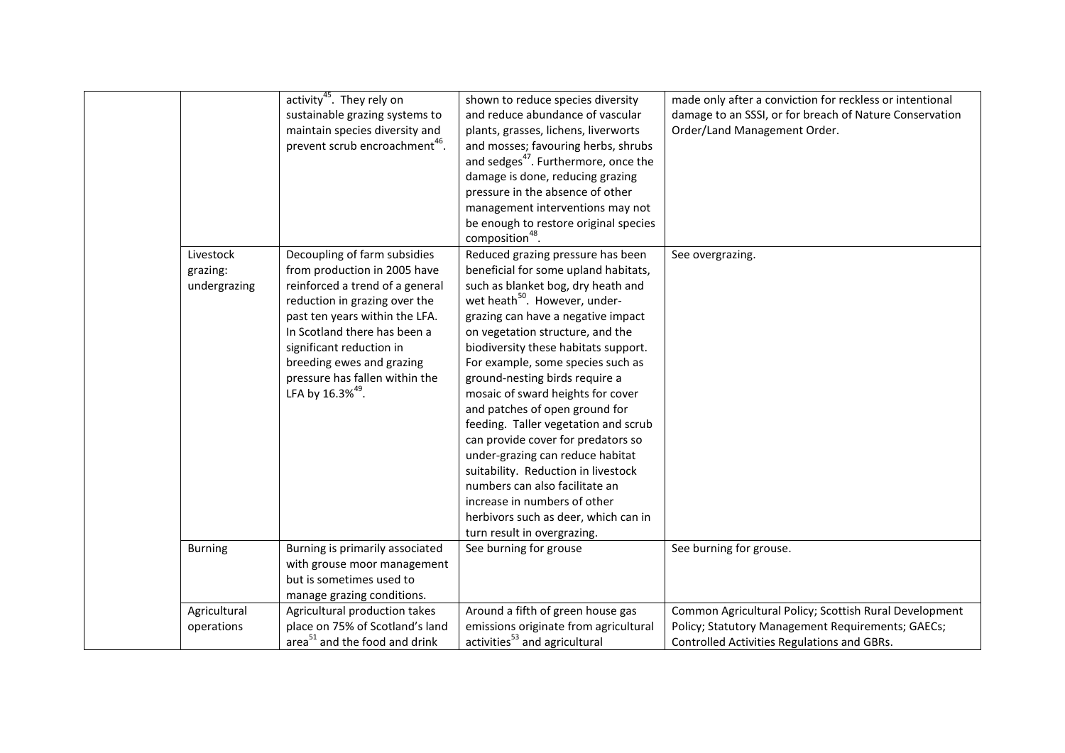| | | | | |
|---|---|---|---|---|
| | | activity[45]. They rely on sustainable grazing systems to maintain species diversity and prevent scrub encroachment[46]. | shown to reduce species diversity and reduce abundance of vascular plants, grasses, lichens, liverworts and mosses; favouring herbs, shrubs and sedges[47]. Furthermore, once the damage is done, reducing grazing pressure in the absence of other management interventions may not be enough to restore original species composition[48]. | made only after a conviction for reckless or intentional damage to an SSSI, or for breach of Nature Conservation Order/Land Management Order. |
| | Livestock grazing: undergrazing | Decoupling of farm subsidies from production in 2005 have reinforced a trend of a general reduction in grazing over the past ten years within the LFA. In Scotland there has been a significant reduction in breeding ewes and grazing pressure has fallen within the LFA by 16.3%[49]. | Reduced grazing pressure has been beneficial for some upland habitats, such as blanket bog, dry heath and wet heath[50]. However, under-grazing can have a negative impact on vegetation structure, and the biodiversity these habitats support. For example, some species such as ground-nesting birds require a mosaic of sward heights for cover and patches of open ground for feeding. Taller vegetation and scrub can provide cover for predators so under-grazing can reduce habitat suitability. Reduction in livestock numbers can also facilitate an increase in numbers of other herbivors such as deer, which can in turn result in overgrazing. | See overgrazing. |
| | Burning | Burning is primarily associated with grouse moor management but is sometimes used to manage grazing conditions. | See burning for grouse | See burning for grouse. |
| | Agricultural operations | Agricultural production takes place on 75% of Scotland's land area[51] and the food and drink | Around a fifth of green house gas emissions originate from agricultural activities[53] and agricultural | Common Agricultural Policy; Scottish Rural Development Policy; Statutory Management Requirements; GAECs; Controlled Activities Regulations and GBRs. |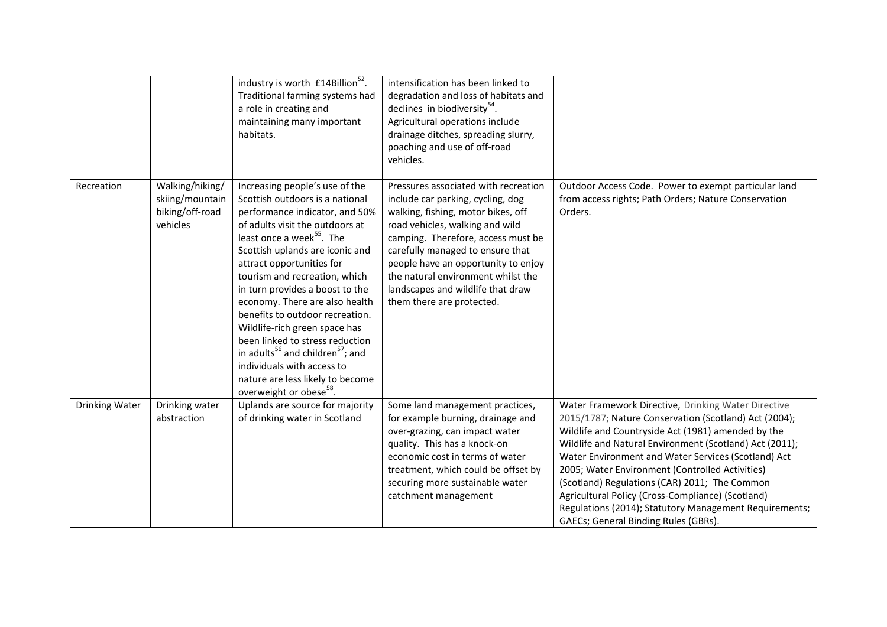| | | | | |
|---|---|---|---|---|
| | | industry is worth £14Billion[52]. Traditional farming systems had a role in creating and maintaining many important habitats. | intensification has been linked to degradation and loss of habitats and declines in biodiversity[54]. Agricultural operations include drainage ditches, spreading slurry, poaching and use of off-road vehicles. | |
| Recreation | Walking/hiking/ skiing/mountain biking/off-road vehicles | Increasing people's use of the Scottish outdoors is a national performance indicator, and 50% of adults visit the outdoors at least once a week[55]. The Scottish uplands are iconic and attract opportunities for tourism and recreation, which in turn provides a boost to the economy. There are also health benefits to outdoor recreation. Wildlife-rich green space has been linked to stress reduction in adults[56] and children[57]; and individuals with access to nature are less likely to become overweight or obese[58]. | Pressures associated with recreation include car parking, cycling, dog walking, fishing, motor bikes, off road vehicles, walking and wild camping. Therefore, access must be carefully managed to ensure that people have an opportunity to enjoy the natural environment whilst the landscapes and wildlife that draw them there are protected. | Outdoor Access Code. Power to exempt particular land from access rights; Path Orders; Nature Conservation Orders. |
| Drinking Water | Drinking water abstraction | Uplands are source for majority of drinking water in Scotland | Some land management practices, for example burning, drainage and over-grazing, can impact water quality. This has a knock-on economic cost in terms of water treatment, which could be offset by securing more sustainable water catchment management | Water Framework Directive, Drinking Water Directive 2015/1787; Nature Conservation (Scotland) Act (2004); Wildlife and Countryside Act (1981) amended by the Wildlife and Natural Environment (Scotland) Act (2011); Water Environment and Water Services (Scotland) Act 2005; Water Environment (Controlled Activities) (Scotland) Regulations (CAR) 2011; The Common Agricultural Policy (Cross-Compliance) (Scotland) Regulations (2014); Statutory Management Requirements; GAECs; General Binding Rules (GBRs). |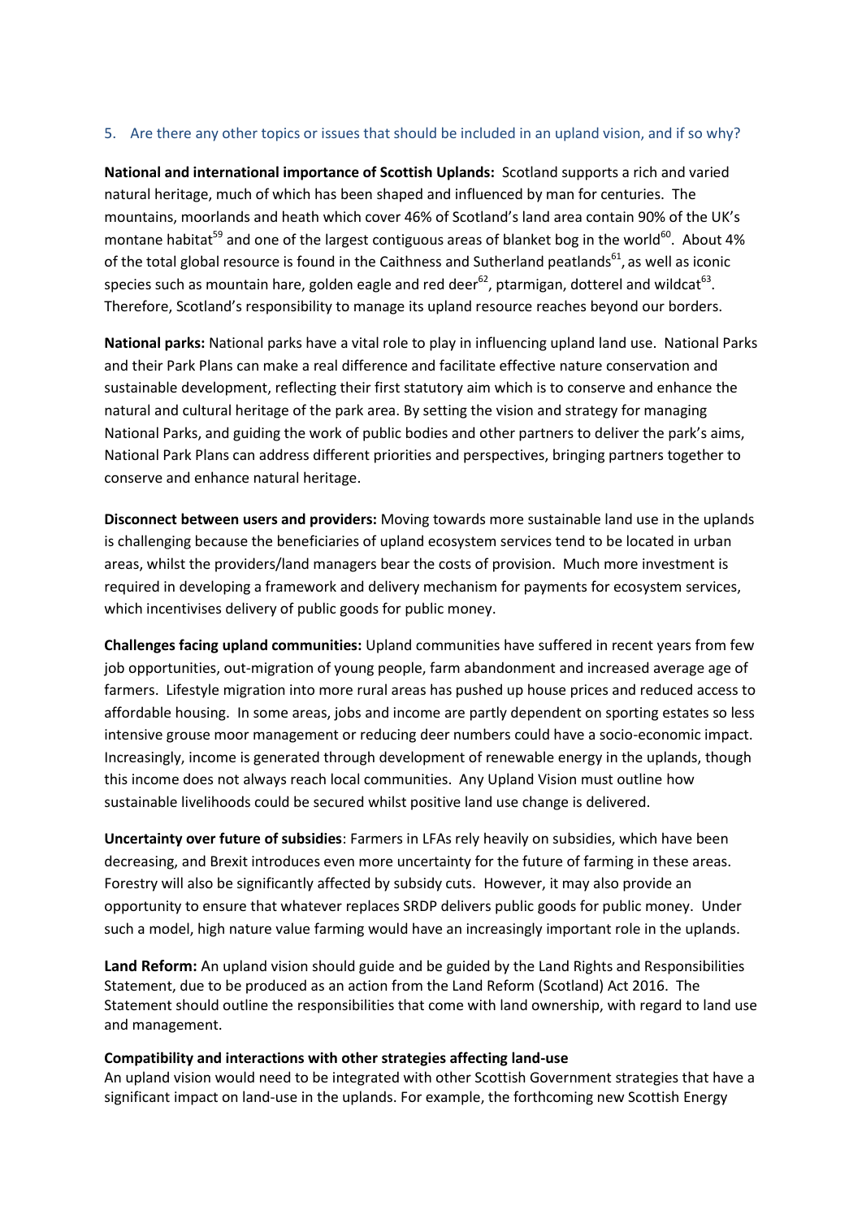5. Are there any other topics or issues that should be included in an upland vision, and if so why?

**National and international importance of Scottish Uplands:** Scotland supports a rich and varied natural heritage, much of which has been shaped and influenced by man for centuries. The mountains, moorlands and heath which cover 46% of Scotland's land area contain 90% of the UK's montane habitat[59] and one of the largest contiguous areas of blanket bog in the world[60]. About 4% of the total global resource is found in the Caithness and Sutherland peatlands[61], as well as iconic species such as mountain hare, golden eagle and red deer[62], ptarmigan, dotterel and wildcat[63]. Therefore, Scotland's responsibility to manage its upland resource reaches beyond our borders.

**National parks:** National parks have a vital role to play in influencing upland land use. National Parks and their Park Plans can make a real difference and facilitate effective nature conservation and sustainable development, reflecting their first statutory aim which is to conserve and enhance the natural and cultural heritage of the park area. By setting the vision and strategy for managing National Parks, and guiding the work of public bodies and other partners to deliver the park's aims, National Park Plans can address different priorities and perspectives, bringing partners together to conserve and enhance natural heritage.

**Disconnect between users and providers:** Moving towards more sustainable land use in the uplands is challenging because the beneficiaries of upland ecosystem services tend to be located in urban areas, whilst the providers/land managers bear the costs of provision. Much more investment is required in developing a framework and delivery mechanism for payments for ecosystem services, which incentivises delivery of public goods for public money.

**Challenges facing upland communities:** Upland communities have suffered in recent years from few job opportunities, out-migration of young people, farm abandonment and increased average age of farmers. Lifestyle migration into more rural areas has pushed up house prices and reduced access to affordable housing. In some areas, jobs and income are partly dependent on sporting estates so less intensive grouse moor management or reducing deer numbers could have a socio-economic impact. Increasingly, income is generated through development of renewable energy in the uplands, though this income does not always reach local communities. Any Upland Vision must outline how sustainable livelihoods could be secured whilst positive land use change is delivered.

**Uncertainty over future of subsidies**: Farmers in LFAs rely heavily on subsidies, which have been decreasing, and Brexit introduces even more uncertainty for the future of farming in these areas. Forestry will also be significantly affected by subsidy cuts. However, it may also provide an opportunity to ensure that whatever replaces SRDP delivers public goods for public money. Under such a model, high nature value farming would have an increasingly important role in the uplands.

**Land Reform:** An upland vision should guide and be guided by the Land Rights and Responsibilities Statement, due to be produced as an action from the Land Reform (Scotland) Act 2016. The Statement should outline the responsibilities that come with land ownership, with regard to land use and management.

**Compatibility and interactions with other strategies affecting land-use**

An upland vision would need to be integrated with other Scottish Government strategies that have a significant impact on land-use in the uplands. For example, the forthcoming new Scottish Energy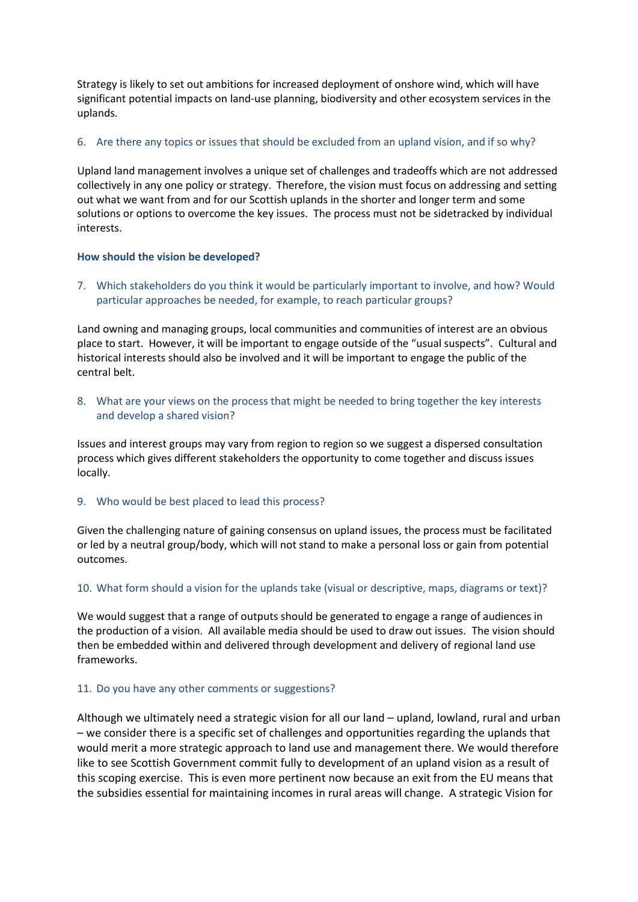Strategy is likely to set out ambitions for increased deployment of onshore wind, which will have significant potential impacts on land-use planning, biodiversity and other ecosystem services in the uplands.

6. Are there any topics or issues that should be excluded from an upland vision, and if so why?

Upland land management involves a unique set of challenges and tradeoffs which are not addressed collectively in any one policy or strategy. Therefore, the vision must focus on addressing and setting out what we want from and for our Scottish uplands in the shorter and longer term and some solutions or options to overcome the key issues. The process must not be sidetracked by individual interests.

**How should the vision be developed?**

7. Which stakeholders do you think it would be particularly important to involve, and how? Would particular approaches be needed, for example, to reach particular groups?

Land owning and managing groups, local communities and communities of interest are an obvious place to start. However, it will be important to engage outside of the "usual suspects". Cultural and historical interests should also be involved and it will be important to engage the public of the central belt.

8. What are your views on the process that might be needed to bring together the key interests and develop a shared vision?

Issues and interest groups may vary from region to region so we suggest a dispersed consultation process which gives different stakeholders the opportunity to come together and discuss issues locally.

9. Who would be best placed to lead this process?

Given the challenging nature of gaining consensus on upland issues, the process must be facilitated or led by a neutral group/body, which will not stand to make a personal loss or gain from potential outcomes.

10. What form should a vision for the uplands take (visual or descriptive, maps, diagrams or text)?

We would suggest that a range of outputs should be generated to engage a range of audiences in the production of a vision. All available media should be used to draw out issues. The vision should then be embedded within and delivered through development and delivery of regional land use frameworks.

11. Do you have any other comments or suggestions?

Although we ultimately need a strategic vision for all our land – upland, lowland, rural and urban – we consider there is a specific set of challenges and opportunities regarding the uplands that would merit a more strategic approach to land use and management there. We would therefore like to see Scottish Government commit fully to development of an upland vision as a result of this scoping exercise. This is even more pertinent now because an exit from the EU means that the subsidies essential for maintaining incomes in rural areas will change. A strategic Vision for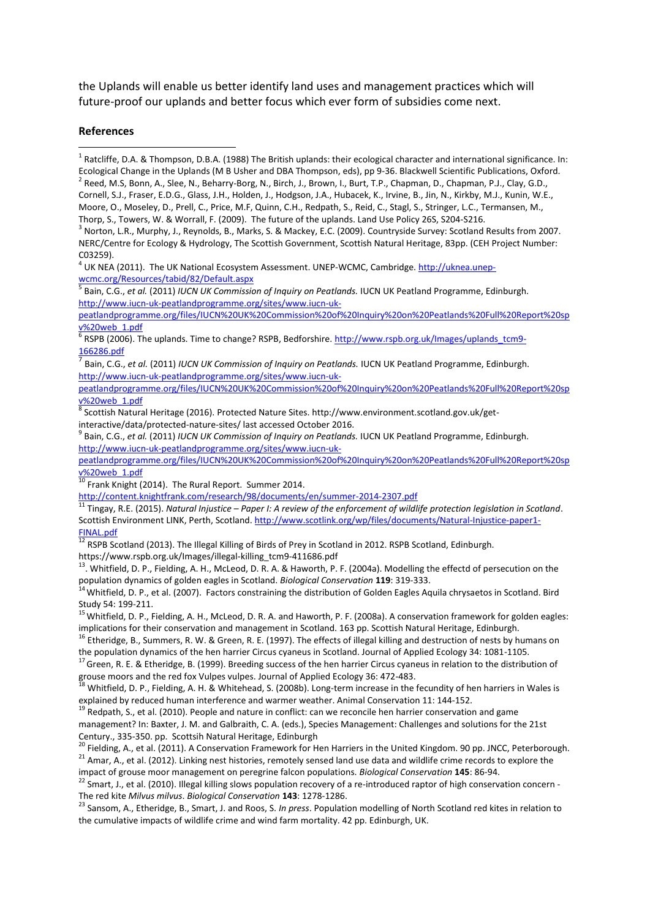the Uplands will enable us better identify land uses and management practices which will future-proof our uplands and better focus which ever form of subsidies come next.

## References

[1] Ratcliffe, D.A. & Thompson, D.B.A. (1988) The British uplands: their ecological character and international significance. In: Ecological Change in the Uplands (M B Usher and DBA Thompson, eds), pp 9-36. Blackwell Scientific Publications, Oxford.

[2] Reed, M.S, Bonn, A., Slee, N., Beharry-Borg, N., Birch, J., Brown, I., Burt, T.P., Chapman, D., Chapman, P.J., Clay, G.D., Cornell, S.J., Fraser, E.D.G., Glass, J.H., Holden, J., Hodgson, J.A., Hubacek, K., Irvine, B., Jin, N., Kirkby, M.J., Kunin, W.E., Moore, O., Moseley, D., Prell, C., Price, M.F, Quinn, C.H., Redpath, S., Reid, C., Stagl, S., Stringer, L.C., Termansen, M., Thorp, S., Towers, W. & Worrall, F. (2009). The future of the uplands. Land Use Policy 26S, S204-S216.

[3] Norton, L.R., Murphy, J., Reynolds, B., Marks, S. & Mackey, E.C. (2009). Countryside Survey: Scotland Results from 2007. NERC/Centre for Ecology & Hydrology, The Scottish Government, Scottish Natural Heritage, 83pp. (CEH Project Number: C03259).

[4] UK NEA (2011). The UK National Ecosystem Assessment. UNEP-WCMC, Cambridge. http://uknea.unep-wcmc.org/Resources/tabid/82/Default.aspx

[5] Bain, C.G., *et al.* (2011) *IUCN UK Commission of Inquiry on Peatlands.* IUCN UK Peatland Programme, Edinburgh. http://www.iucn-uk-peatlandprogramme.org/sites/www.iucn-uk-peatlandprogramme.org/files/IUCN%20UK%20Commission%20of%20Inquiry%20on%20Peatlands%20Full%20Report%20spv%20web_1.pdf

[6] RSPB (2006). The uplands. Time to change? RSPB, Bedforshire. http://www.rspb.org.uk/Images/uplands_tcm9-166286.pdf

[7] Bain, C.G., *et al.* (2011) *IUCN UK Commission of Inquiry on Peatlands.* IUCN UK Peatland Programme, Edinburgh. http://www.iucn-uk-peatlandprogramme.org/sites/www.iucn-uk-peatlandprogramme.org/files/IUCN%20UK%20Commission%20of%20Inquiry%20on%20Peatlands%20Full%20Report%20spv%20web_1.pdf

[8] Scottish Natural Heritage (2016). Protected Nature Sites. http://www.environment.scotland.gov.uk/get-interactive/data/protected-nature-sites/ last accessed October 2016.

[9] Bain, C.G., *et al.* (2011) *IUCN UK Commission of Inquiry on Peatlands.* IUCN UK Peatland Programme, Edinburgh. http://www.iucn-uk-peatlandprogramme.org/sites/www.iucn-uk-peatlandprogramme.org/files/IUCN%20UK%20Commission%20of%20Inquiry%20on%20Peatlands%20Full%20Report%20spv%20web_1.pdf

[10] Frank Knight (2014). The Rural Report. Summer 2014. http://content.knightfrank.com/research/98/documents/en/summer-2014-2307.pdf

[11] Tingay, R.E. (2015). *Natural Injustice – Paper I: A review of the enforcement of wildlife protection legislation in Scotland*. Scottish Environment LINK, Perth, Scotland. http://www.scotlink.org/wp/files/documents/Natural-Injustice-paper1-FINAL.pdf

[12] RSPB Scotland (2013). The Illegal Killing of Birds of Prey in Scotland in 2012. RSPB Scotland, Edinburgh. https://www.rspb.org.uk/Images/illegal-killing_tcm9-411686.pdf

[13]. Whitfield, D. P., Fielding, A. H., McLeod, D. R. A. & Haworth, P. F. (2004a). Modelling the effectd of persecution on the population dynamics of golden eagles in Scotland. *Biological Conservation* **119**: 319-333.

[14] Whitfield, D. P., et al. (2007). Factors constraining the distribution of Golden Eagles Aquila chrysaetos in Scotland. Bird Study 54: 199-211.

[15] Whitfield, D. P., Fielding, A. H., McLeod, D. R. A. and Haworth, P. F. (2008a). A conservation framework for golden eagles: implications for their conservation and management in Scotland. 163 pp. Scottish Natural Heritage, Edinburgh.

[16] Etheridge, B., Summers, R. W. & Green, R. E. (1997). The effects of illegal killing and destruction of nests by humans on the population dynamics of the hen harrier Circus cyaneus in Scotland. Journal of Applied Ecology 34: 1081-1105.

[17] Green, R. E. & Etheridge, B. (1999). Breeding success of the hen harrier Circus cyaneus in relation to the distribution of grouse moors and the red fox Vulpes vulpes. Journal of Applied Ecology 36: 472-483.

[18] Whitfield, D. P., Fielding, A. H. & Whitehead, S. (2008b). Long-term increase in the fecundity of hen harriers in Wales is explained by reduced human interference and warmer weather. Animal Conservation 11: 144-152.

[19] Redpath, S., et al. (2010). People and nature in conflict: can we reconcile hen harrier conservation and game management? In: Baxter, J. M. and Galbraith, C. A. (eds.), Species Management: Challenges and solutions for the 21st Century., 335-350. pp. Scottsih Natural Heritage, Edinburgh

[20] Fielding, A., et al. (2011). A Conservation Framework for Hen Harriers in the United Kingdom. 90 pp. JNCC, Peterborough.

[21] Amar, A., et al. (2012). Linking nest histories, remotely sensed land use data and wildlife crime records to explore the impact of grouse moor management on peregrine falcon populations. *Biological Conservation* **145**: 86-94.

[22] Smart, J., et al. (2010). Illegal killing slows population recovery of a re-introduced raptor of high conservation concern - The red kite *Milvus milvus*. *Biological Conservation* **143**: 1278-1286.

[23] Sansom, A., Etheridge, B., Smart, J. and Roos, S. *In press*. Population modelling of North Scotland red kites in relation to the cumulative impacts of wildlife crime and wind farm mortality. 42 pp. Edinburgh, UK.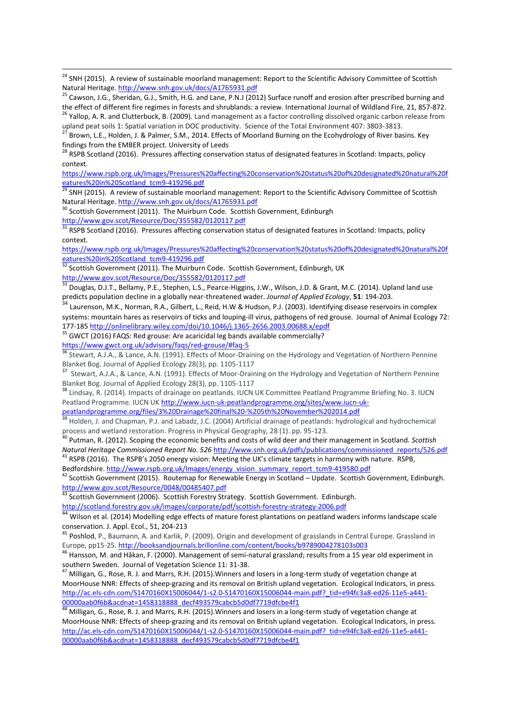[24] SNH (2015). A review of sustainable moorland management: Report to the Scientific Advisory Committee of Scottish Natural Heritage. http://www.snh.gov.uk/docs/A1765931.pdf

[25] Cawson, J.G., Sheridan, G.J., Smith, H.G. and Lane, P.N.J (2012) Surface runoff and erosion after prescribed burning and the effect of different fire regimes in forests and shrublands: a review. International Journal of Wildland Fire, 21, 857-872.

[26] Yallop, A. R. and Clutterbuck, B. (2009). Land management as a factor controlling dissolved organic carbon release from upland peat soils 1: Spatial variation in DOC productivity. Science of the Total Environment 407: 3803-3813.

[27] Brown, L.E., Holden, J. & Palmer, S.M., 2014. Effects of Moorland Burning on the Ecohydrology of River basins. Key findings from the EMBER project. University of Leeds

[28] RSPB Scotland (2016). Pressures affecting conservation status of designated features in Scotland: Impacts, policy context. https://www.rspb.org.uk/Images/Pressures%20affecting%20conservation%20status%20of%20designated%20natural%20features%20in%20Scotland_tcm9-419296.pdf

[29] SNH (2015). A review of sustainable moorland management: Report to the Scientific Advisory Committee of Scottish Natural Heritage. http://www.snh.gov.uk/docs/A1765931.pdf

[30] Scottish Government (2011). The Muirburn Code. Scottish Government, Edinburgh http://www.gov.scot/Resource/Doc/355582/0120117.pdf

[31] RSPB Scotland (2016). Pressures affecting conservation status of designated features in Scotland: Impacts, policy context. https://www.rspb.org.uk/Images/Pressures%20affecting%20conservation%20status%20of%20designated%20natural%20features%20in%20Scotland_tcm9-419296.pdf

[32] Scottish Government (2011). The Muirburn Code. Scottish Government, Edinburgh, UK http://www.gov.scot/Resource/Doc/355582/0120117.pdf

[33] Douglas, D.J.T., Bellamy, P.E., Stephen, L.S., Pearce-Higgins, J.W., Wilson, J.D. & Grant, M.C. (2014). Upland land use predicts population decline in a globally near-threatened wader. *Journal of Applied Ecology*, **51**: 194-203.

[34] Laurenson, M.K., Norman, R.A., Gilbert, L., Reid, H.W & Hudson, P.J. (2003). Identifying disease reservoirs in complex systems: mountain hares as reservoirs of ticks and louping-ill virus, pathogens of red grouse. Journal of Animal Ecology 72: 177-185 http://onlinelibrary.wiley.com/doi/10.1046/j.1365-2656.2003.00688.x/epdf

[35] GWCT (2016) FAQS: Red grouse: Are acaricidal leg bands available commercially? https://www.gwct.org.uk/advisory/faqs/red-grouse/#faq-5

[36] Stewart, A.J.A., & Lance, A.N. (1991). Effects of Moor-Draining on the Hydrology and Vegetation of Northern Pennine Blanket Bog. Journal of Applied Ecology 28(3), pp. 1105-1117

[37] Stewart, A.J.A., & Lance, A.N. (1991). Effects of Moor-Draining on the Hydrology and Vegetation of Northern Pennine Blanket Bog. Journal of Applied Ecology 28(3), pp. 1105-1117

[38] Lindsay, R. (2014). Impacts of drainage on peatlands. IUCN UK Committee Peatland Programme Briefing No. 3. IUCN Peatland Programme. IUCN UK http://www.iucn-uk-peatlandprogramme.org/sites/www.iucn-uk-peatlandprogramme.org/files/3%20Drainage%20final%20-%205th%20November%202014.pdf

[39] Holden, J. and Chapman, P.J. and Labadz, J.C. (2004) Artificial drainage of peatlands: hydrological and hydrochemical process and wetland restoration. Progress in Physical Geography, 28 (1). pp. 95-123.

[40] Putman, R. (2012). Scoping the economic benefits and costs of wild deer and their management in Scotland. *Scottish Natural Heritage Commissioned Report No. 526* http://www.snh.org.uk/pdfs/publications/commissioned_reports/526.pdf

[41] RSPB (2016). The RSPB's 2050 energy vision: Meeting the UK's climate targets in harmony with nature. RSPB, Bedfordshire. http://www.rspb.org.uk/Images/energy_vision_summary_report_tcm9-419580.pdf

[42] Scottish Government (2015). Routemap for Renewable Energy in Scotland – Update. Scottish Government, Edinburgh. http://www.gov.scot/Resource/0048/00485407.pdf

[43] Scottish Government (2006). Scottish Forestry Strategy. Scottish Government. Edinburgh. http://scotland.forestry.gov.uk/images/corporate/pdf/scottish-forestry-strategy-2006.pdf

[44] Wilson et al. (2014) Modelling edge effects of mature forest plantations on peatland waders informs landscape scale conservation. J. Appl. Ecol., 51, 204-213

[45] Poshlod, P., Baumann, A. and Karlik, P. (2009). Origin and development of grasslands in Central Europe. Grassland in Europe, pp15-25. http://booksandjournals.brillonline.com/content/books/b9789004278103s003

[46] Hansson, M. and Håkan, F. (2000). Management of semi-natural grassland; results from a 15 year old experiment in southern Sweden. Journal of Vegetation Science 11: 31-38.

[47] Milligan, G., Rose, R. J. and Marrs, R.H. (2015).Winners and losers in a long-term study of vegetation change at MoorHouse NNR: Effects of sheep-grazing and its removal on British upland vegetation. Ecological Indicators, in press. http://ac.els-cdn.com/S1470160X15006044/1-s2.0-S1470160X15006044-main.pdf?_tid=e94fc3a8-ed26-11e5-a441-00000aab0f6b&acdnat=1458318888_decf493579cabcb5d0df7719dfcbe4f1

[48] Milligan, G., Rose, R. J. and Marrs, R.H. (2015).Winners and losers in a long-term study of vegetation change at MoorHouse NNR: Effects of sheep-grazing and its removal on British upland vegetation. Ecological Indicators, in press. http://ac.els-cdn.com/S1470160X15006044/1-s2.0-S1470160X15006044-main.pdf?_tid=e94fc3a8-ed26-11e5-a441-00000aab0f6b&acdnat=1458318888_decf493579cabcb5d0df7719dfcbe4f1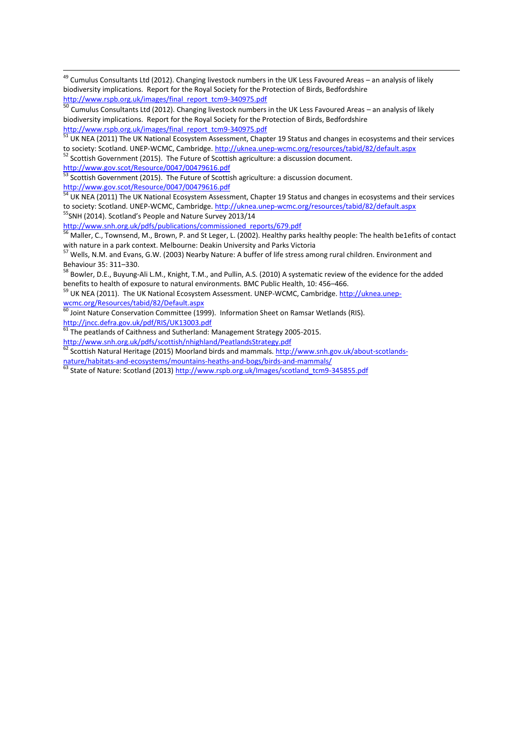[49] Cumulus Consultants Ltd (2012). Changing livestock numbers in the UK Less Favoured Areas – an analysis of likely biodiversity implications. Report for the Royal Society for the Protection of Birds, Bedfordshire http://www.rspb.org.uk/images/final_report_tcm9-340975.pdf

[50] Cumulus Consultants Ltd (2012). Changing livestock numbers in the UK Less Favoured Areas – an analysis of likely biodiversity implications. Report for the Royal Society for the Protection of Birds, Bedfordshire http://www.rspb.org.uk/images/final_report_tcm9-340975.pdf

[51] UK NEA (2011) The UK National Ecosystem Assessment, Chapter 19 Status and changes in ecosystems and their services to society: Scotland. UNEP-WCMC, Cambridge. http://uknea.unep-wcmc.org/resources/tabid/82/default.aspx

[52] Scottish Government (2015). The Future of Scottish agriculture: a discussion document. http://www.gov.scot/Resource/0047/00479616.pdf

[53] Scottish Government (2015). The Future of Scottish agriculture: a discussion document. http://www.gov.scot/Resource/0047/00479616.pdf

[54] UK NEA (2011) The UK National Ecosystem Assessment, Chapter 19 Status and changes in ecosystems and their services to society: Scotland. UNEP-WCMC, Cambridge. http://uknea.unep-wcmc.org/resources/tabid/82/default.aspx

[55] SNH (2014). Scotland's People and Nature Survey 2013/14 http://www.snh.org.uk/pdfs/publications/commissioned_reports/679.pdf

[56] Maller, C., Townsend, M., Brown, P. and St Leger, L. (2002). Healthy parks healthy people: The health be1efits of contact with nature in a park context. Melbourne: Deakin University and Parks Victoria

[57] Wells, N.M. and Evans, G.W. (2003) Nearby Nature: A buffer of life stress among rural children. Environment and Behaviour 35: 311–330.

[58] Bowler, D.E., Buyung-Ali L.M., Knight, T.M., and Pullin, A.S. (2010) A systematic review of the evidence for the added benefits to health of exposure to natural environments. BMC Public Health, 10: 456–466.

[59] UK NEA (2011). The UK National Ecosystem Assessment. UNEP-WCMC, Cambridge. http://uknea.unep-wcmc.org/Resources/tabid/82/Default.aspx

[60] Joint Nature Conservation Committee (1999). Information Sheet on Ramsar Wetlands (RIS). http://jncc.defra.gov.uk/pdf/RIS/UK13003.pdf

[61] The peatlands of Caithness and Sutherland: Management Strategy 2005-2015. http://www.snh.org.uk/pdfs/scottish/nhighland/PeatlandsStrategy.pdf

[62] Scottish Natural Heritage (2015) Moorland birds and mammals. http://www.snh.gov.uk/about-scotlands-nature/habitats-and-ecosystems/mountains-heaths-and-bogs/birds-and-mammals/

[63] State of Nature: Scotland (2013) http://www.rspb.org.uk/Images/scotland_tcm9-345855.pdf